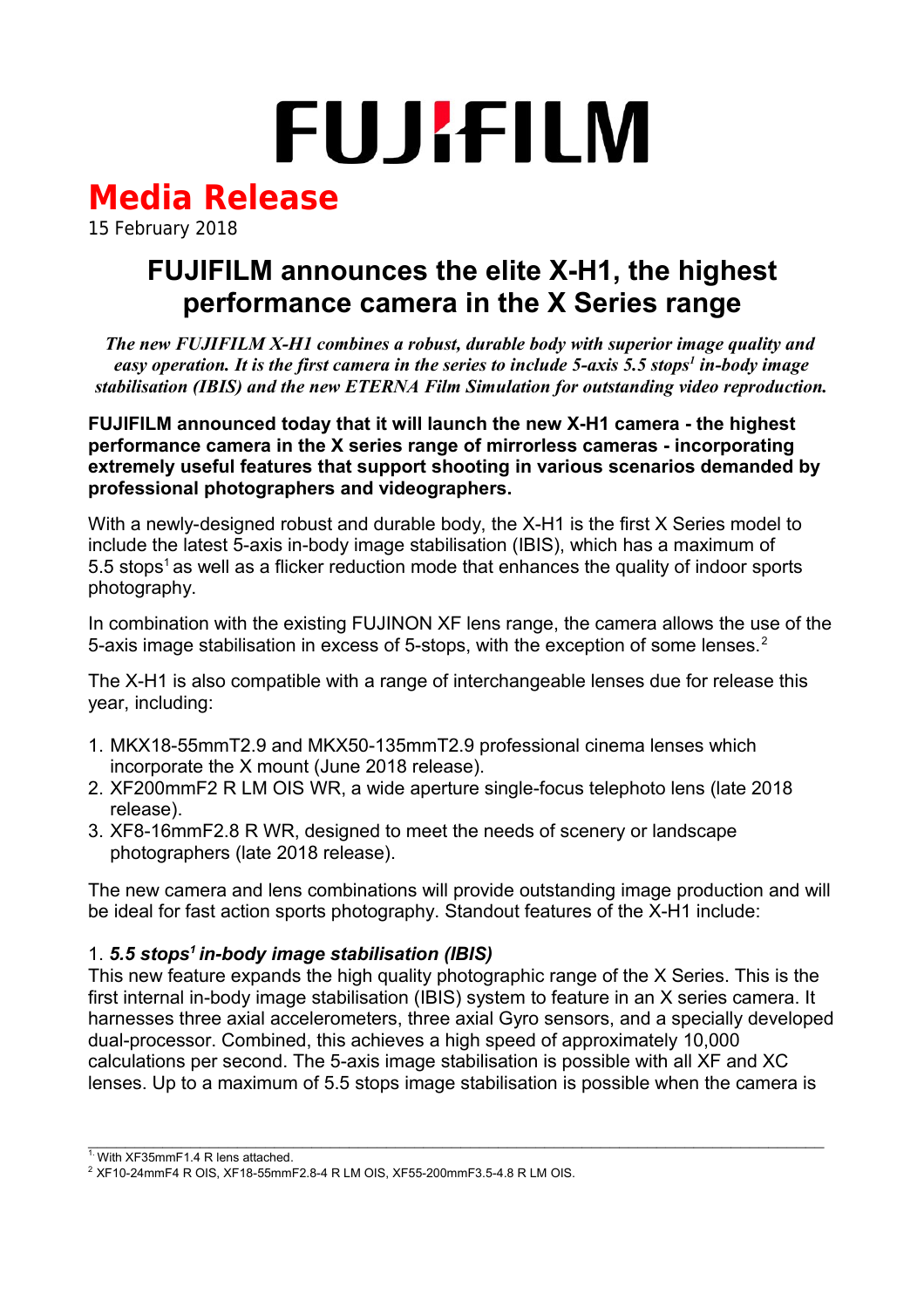# FUJIFILM

## Media Release

15 February 2018

# FUJIFILM announces the elite X-H1, the highest performance camera in the X Series range

***The new FUJIFILM X-H1 combines a robust, durable body with superior image quality and easy operation. It is the first camera in the series to include 5-axis 5.5 stops[1] in-body image stabilisation (IBIS) and the new ETERNA Film Simulation for outstanding video reproduction.***

**FUJIFILM announced today that it will launch the new X-H1 camera - the highest performance camera in the X series range of mirrorless cameras - incorporating extremely useful features that support shooting in various scenarios demanded by professional photographers and videographers.**

With a newly-designed robust and durable body, the X-H1 is the first X Series model to include the latest 5-axis in-body image stabilisation (IBIS), which has a maximum of 5.5 stops[1] as well as a flicker reduction mode that enhances the quality of indoor sports photography.

In combination with the existing FUJINON XF lens range, the camera allows the use of the 5-axis image stabilisation in excess of 5-stops, with the exception of some lenses.[2]

The X-H1 is also compatible with a range of interchangeable lenses due for release this year, including:

1. MKX18-55mmT2.9 and MKX50-135mmT2.9 professional cinema lenses which incorporate the X mount (June 2018 release).
2. XF200mmF2 R LM OIS WR, a wide aperture single-focus telephoto lens (late 2018 release).
3. XF8-16mmF2.8 R WR, designed to meet the needs of scenery or landscape photographers (late 2018 release).

The new camera and lens combinations will provide outstanding image production and will be ideal for fast action sports photography. Standout features of the X-H1 include:

1. ***5.5 stops[1] in-body image stabilisation (IBIS)***

This new feature expands the high quality photographic range of the X Series. This is the first internal in-body image stabilisation (IBIS) system to feature in an X series camera. It harnesses three axial accelerometers, three axial Gyro sensors, and a specially developed dual-processor. Combined, this achieves a high speed of approximately 10,000 calculations per second. The 5-axis image stabilisation is possible with all XF and XC lenses. Up to a maximum of 5.5 stops image stabilisation is possible when the camera is

---

[1] With XF35mmF1.4 R lens attached.

[2] XF10-24mmF4 R OIS, XF18-55mmF2.8-4 R LM OIS, XF55-200mmF3.5-4.8 R LM OIS.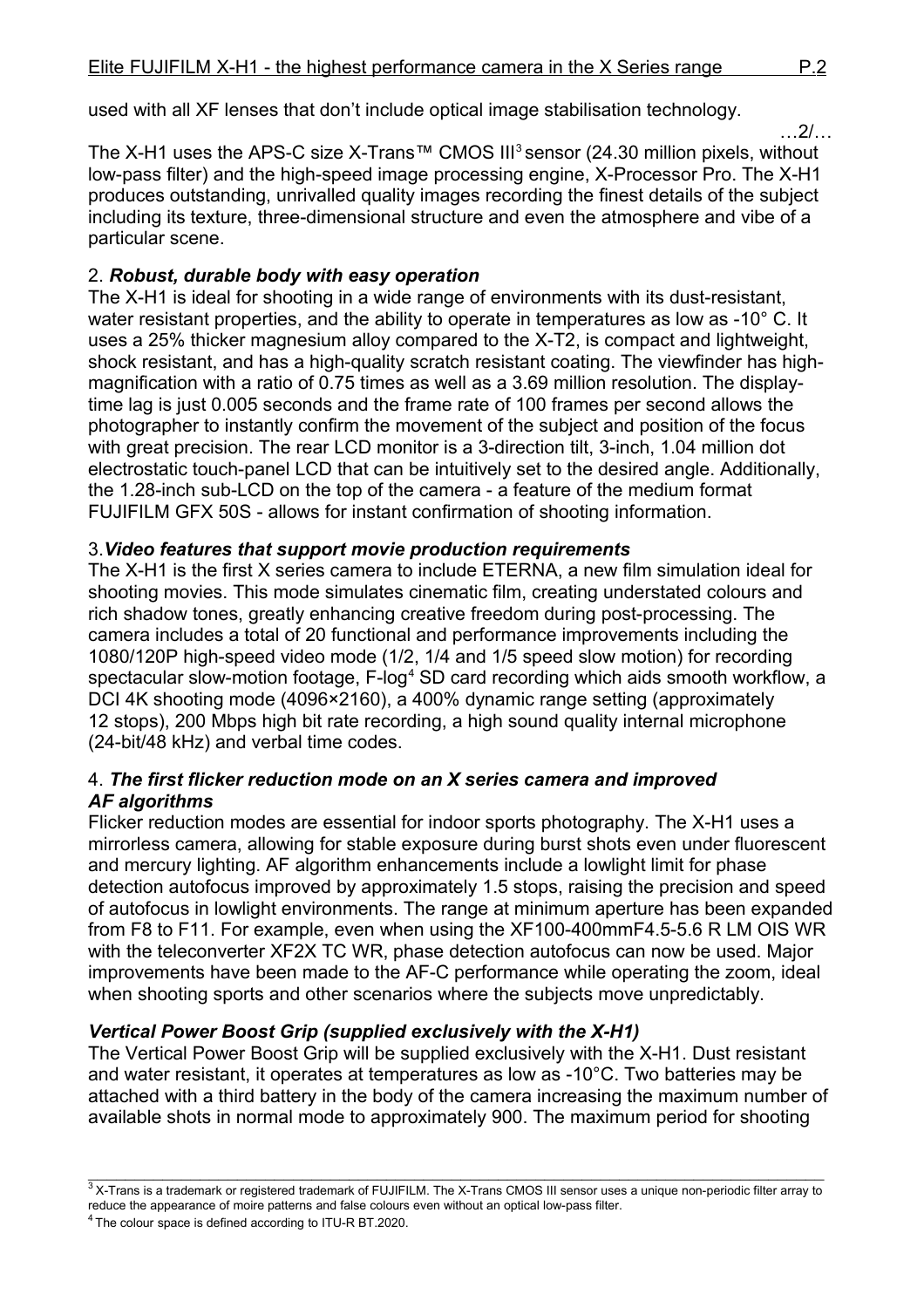used with all XF lenses that don't include optical image stabilisation technology.

…2/…

The X-H1 uses the APS-C size X-Trans™ CMOS III[3] sensor (24.30 million pixels, without low-pass filter) and the high-speed image processing engine, X-Processor Pro. The X-H1 produces outstanding, unrivalled quality images recording the finest details of the subject including its texture, three-dimensional structure and even the atmosphere and vibe of a particular scene.

2. ***Robust, durable body with easy operation***

The X-H1 is ideal for shooting in a wide range of environments with its dust-resistant, water resistant properties, and the ability to operate in temperatures as low as -10° C. It uses a 25% thicker magnesium alloy compared to the X-T2, is compact and lightweight, shock resistant, and has a high-quality scratch resistant coating. The viewfinder has high-magnification with a ratio of 0.75 times as well as a 3.69 million resolution. The display-time lag is just 0.005 seconds and the frame rate of 100 frames per second allows the photographer to instantly confirm the movement of the subject and position of the focus with great precision. The rear LCD monitor is a 3-direction tilt, 3-inch, 1.04 million dot electrostatic touch-panel LCD that can be intuitively set to the desired angle. Additionally, the 1.28-inch sub-LCD on the top of the camera - a feature of the medium format FUJIFILM GFX 50S - allows for instant confirmation of shooting information.

3.***Video features that support movie production requirements***

The X-H1 is the first X series camera to include ETERNA, a new film simulation ideal for shooting movies. This mode simulates cinematic film, creating understated colours and rich shadow tones, greatly enhancing creative freedom during post-processing. The camera includes a total of 20 functional and performance improvements including the 1080/120P high-speed video mode (1/2, 1/4 and 1/5 speed slow motion) for recording spectacular slow-motion footage, F-log[4] SD card recording which aids smooth workflow, a DCI 4K shooting mode (4096×2160), a 400% dynamic range setting (approximately 12 stops), 200 Mbps high bit rate recording, a high sound quality internal microphone (24-bit/48 kHz) and verbal time codes.

4. ***The first flicker reduction mode on an X series camera and improved AF algorithms***

Flicker reduction modes are essential for indoor sports photography. The X-H1 uses a mirrorless camera, allowing for stable exposure during burst shots even under fluorescent and mercury lighting. AF algorithm enhancements include a lowlight limit for phase detection autofocus improved by approximately 1.5 stops, raising the precision and speed of autofocus in lowlight environments. The range at minimum aperture has been expanded from F8 to F11. For example, even when using the XF100-400mmF4.5-5.6 R LM OIS WR with the teleconverter XF2X TC WR, phase detection autofocus can now be used. Major improvements have been made to the AF-C performance while operating the zoom, ideal when shooting sports and other scenarios where the subjects move unpredictably.

***Vertical Power Boost Grip (supplied exclusively with the X-H1)***

The Vertical Power Boost Grip will be supplied exclusively with the X-H1. Dust resistant and water resistant, it operates at temperatures as low as -10°C. Two batteries may be attached with a third battery in the body of the camera increasing the maximum number of available shots in normal mode to approximately 900. The maximum period for shooting

---

[3] X-Trans is a trademark or registered trademark of FUJIFILM. The X-Trans CMOS III sensor uses a unique non-periodic filter array to reduce the appearance of moire patterns and false colours even without an optical low-pass filter.

[4] The colour space is defined according to ITU-R BT.2020.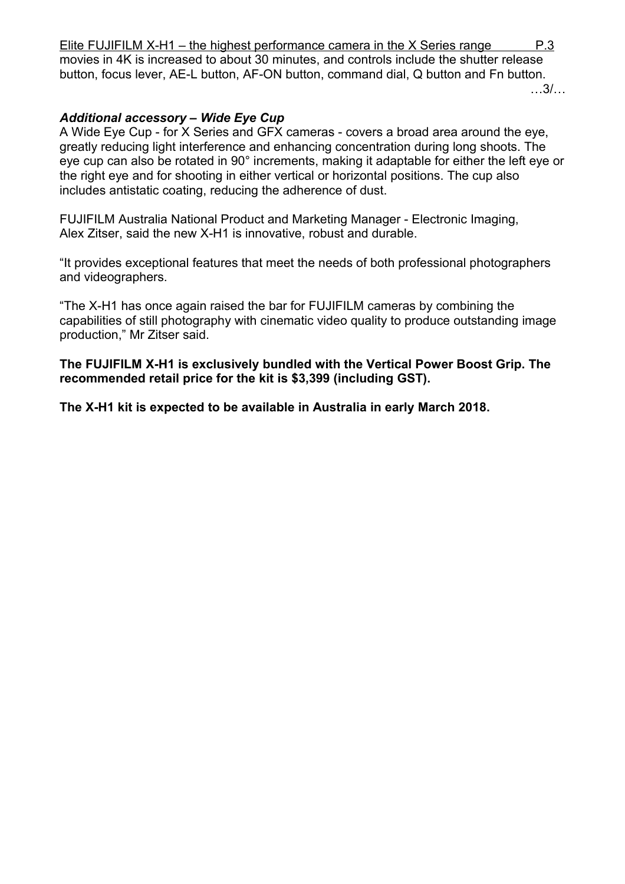movies in 4K is increased to about 30 minutes, and controls include the shutter release button, focus lever, AE-L button, AF-ON button, command dial, Q button and Fn button.

***Additional accessory – Wide Eye Cup***

A Wide Eye Cup - for X Series and GFX cameras - covers a broad area around the eye, greatly reducing light interference and enhancing concentration during long shoots. The eye cup can also be rotated in 90° increments, making it adaptable for either the left eye or the right eye and for shooting in either vertical or horizontal positions. The cup also includes antistatic coating, reducing the adherence of dust.

FUJIFILM Australia National Product and Marketing Manager - Electronic Imaging, Alex Zitser, said the new X-H1 is innovative, robust and durable.

"It provides exceptional features that meet the needs of both professional photographers and videographers.

"The X-H1 has once again raised the bar for FUJIFILM cameras by combining the capabilities of still photography with cinematic video quality to produce outstanding image production," Mr Zitser said.

**The FUJIFILM X-H1 is exclusively bundled with the Vertical Power Boost Grip. The recommended retail price for the kit is $3,399 (including GST).**

**The X-H1 kit is expected to be available in Australia in early March 2018.**